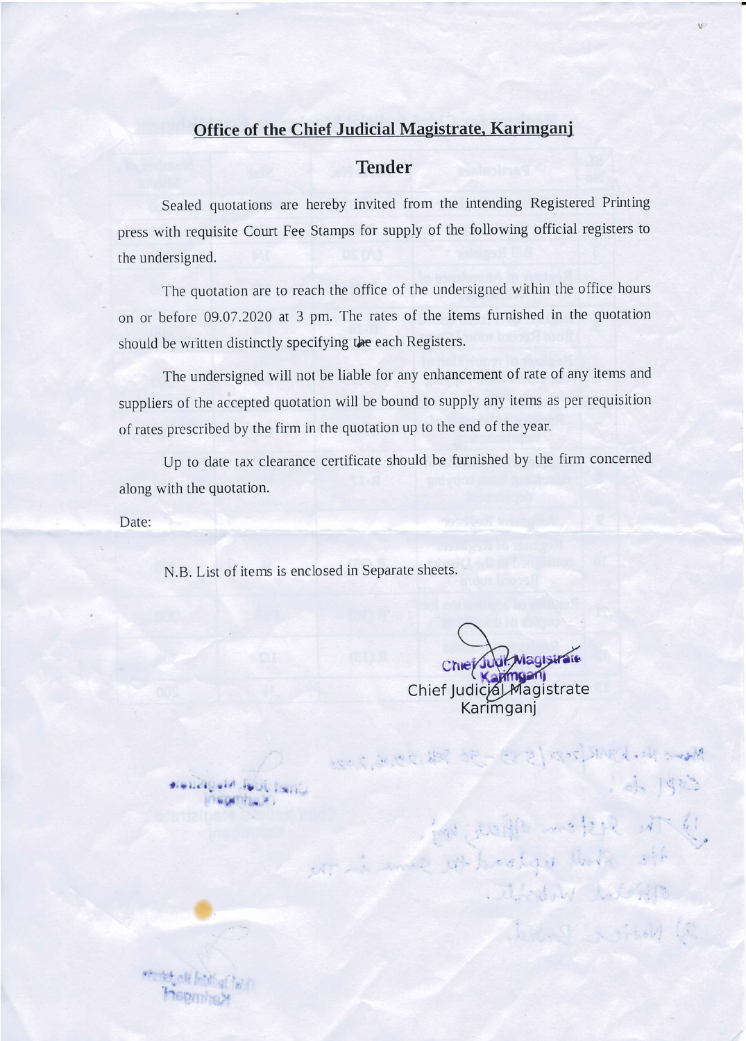## Office of the Chief Judicial Magistrate, Karimganj

### Tender

Sealed quotations are hereby invited from the intending Registered Printing press with requisite Court Fee Stamps for supply of the following official registers to the undersigned.

The quotation are to reach the office of the undersigned within the office hours on or before 09.07.2020 at 3 pm. The rates of the items furnished in the quotation should be written distinctly specifying the each Registers.

The undersigned will not be liable for any enhancement of rate of any items and suppliers of the accepted quotation will be bound to supply any items as per requisition of rates prescribed by the firm in the quotation up to the end of the year.

Up to date tax clearance certificate should be furnished by the firm concerned along with the quotation.

Date:

N.B. List of items is enclosed in Separate sheets.

Chief Judl. Magistrate
Karimganj

Chief Judicial Magistrate
Karimganj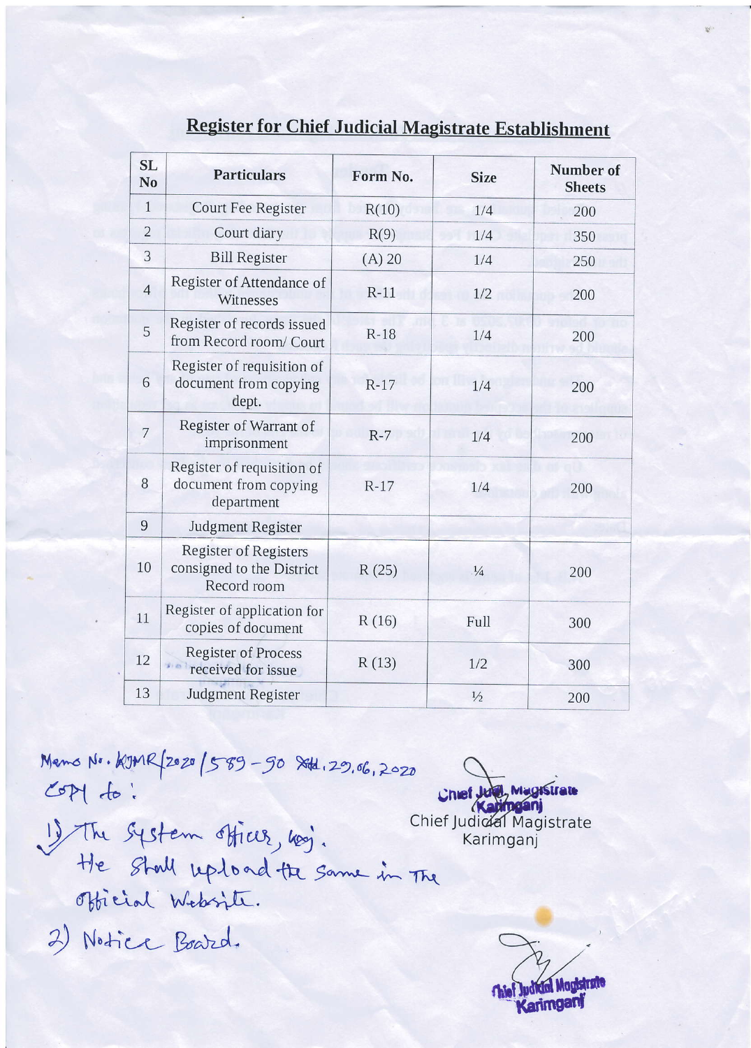## Register for Chief Judicial Magistrate Establishment

| SL No | Particulars | Form No. | Size | Number of Sheets |
|---|---|---|---|---|
| 1 | Court Fee Register | R(10) | 1/4 | 200 |
| 2 | Court diary | R(9) | 1/4 | 350 |
| 3 | Bill Register | (A) 20 | 1/4 | 250 |
| 4 | Register of Attendance of Witnesses | R-11 | 1/2 | 200 |
| 5 | Register of records issued from Record room/ Court | R-18 | 1/4 | 200 |
| 6 | Register of requisition of document from copying dept. | R-17 | 1/4 | 200 |
| 7 | Register of Warrant of imprisonment | R-7 | 1/4 | 200 |
| 8 | Register of requisition of document from copying department | R-17 | 1/4 | 200 |
| 9 | Judgment Register | | | |
| 10 | Register of Registers consigned to the District Record room | R (25) | ¼ | 200 |
| 11 | Register of application for copies of document | R (16) | Full | 300 |
| 12 | Register of Process received for issue | R (13) | 1/2 | 300 |
| 13 | Judgment Register | | ½ | 200 |

Memo No. KJMR/2020/589-90 Dtd. 29.06.2020

Copy to:

1) The System officer, Kmj.
He shall upload the same in the official Website.

2) Notice Board.

Chief Judicial Magistrate
Karimganj

Chief Judicial Magistrate
Karimganj